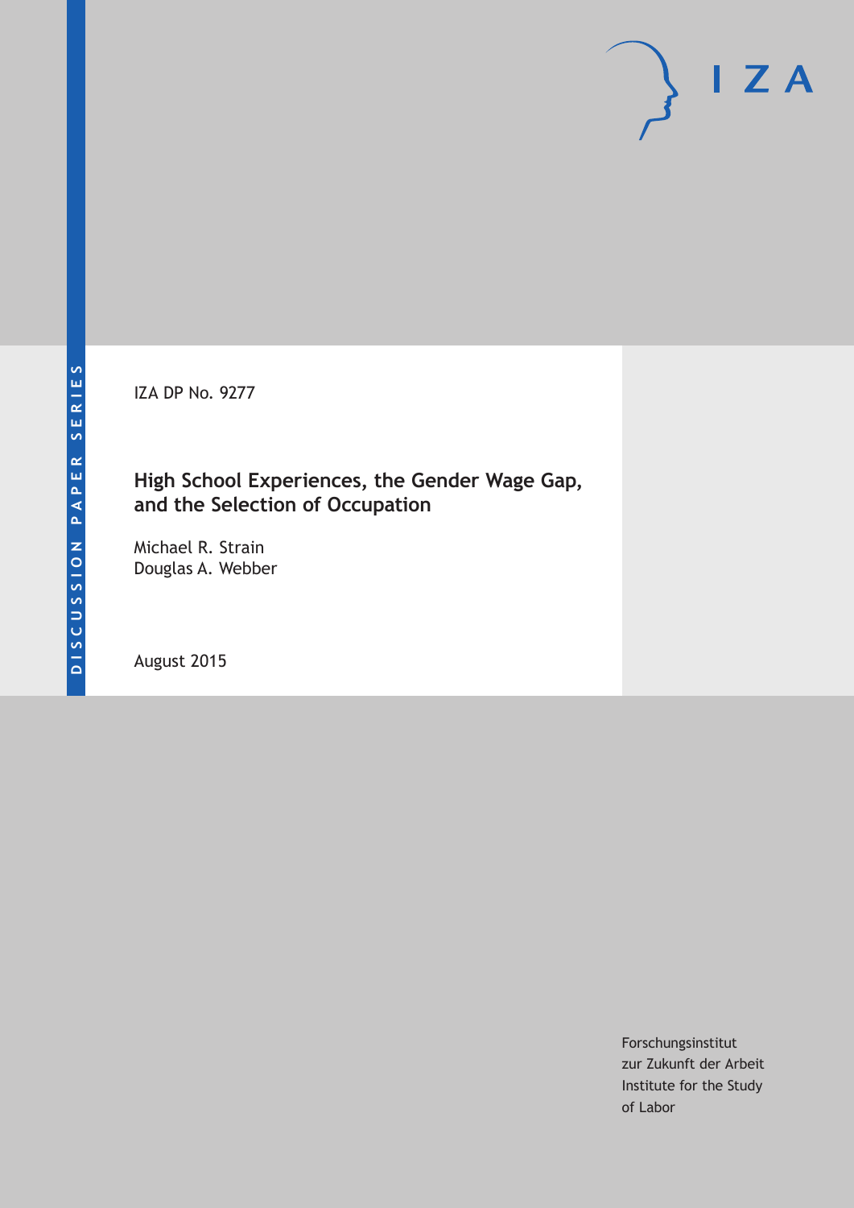DISCUSSION PAPER SERIES

IZA DP No. 9277

# High School Experiences, the Gender Wage Gap, and the Selection of Occupation

Michael R. Strain
Douglas A. Webber

August 2015

Forschungsinstitut
zur Zukunft der Arbeit
Institute for the Study
of Labor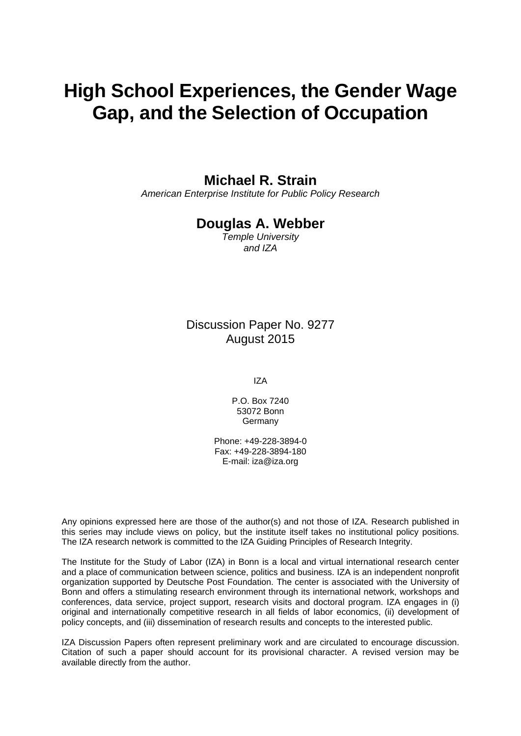# High School Experiences, the Gender Wage Gap, and the Selection of Occupation

**Michael R. Strain**
*American Enterprise Institute for Public Policy Research*

**Douglas A. Webber**
*Temple University*
*and IZA*

Discussion Paper No. 9277
August 2015

IZA

P.O. Box 7240
53072 Bonn
Germany

Phone: +49-228-3894-0
Fax: +49-228-3894-180
E-mail: iza@iza.org

Any opinions expressed here are those of the author(s) and not those of IZA. Research published in this series may include views on policy, but the institute itself takes no institutional policy positions. The IZA research network is committed to the IZA Guiding Principles of Research Integrity.

The Institute for the Study of Labor (IZA) in Bonn is a local and virtual international research center and a place of communication between science, politics and business. IZA is an independent nonprofit organization supported by Deutsche Post Foundation. The center is associated with the University of Bonn and offers a stimulating research environment through its international network, workshops and conferences, data service, project support, research visits and doctoral program. IZA engages in (i) original and internationally competitive research in all fields of labor economics, (ii) development of policy concepts, and (iii) dissemination of research results and concepts to the interested public.

IZA Discussion Papers often represent preliminary work and are circulated to encourage discussion. Citation of such a paper should account for its provisional character. A revised version may be available directly from the author.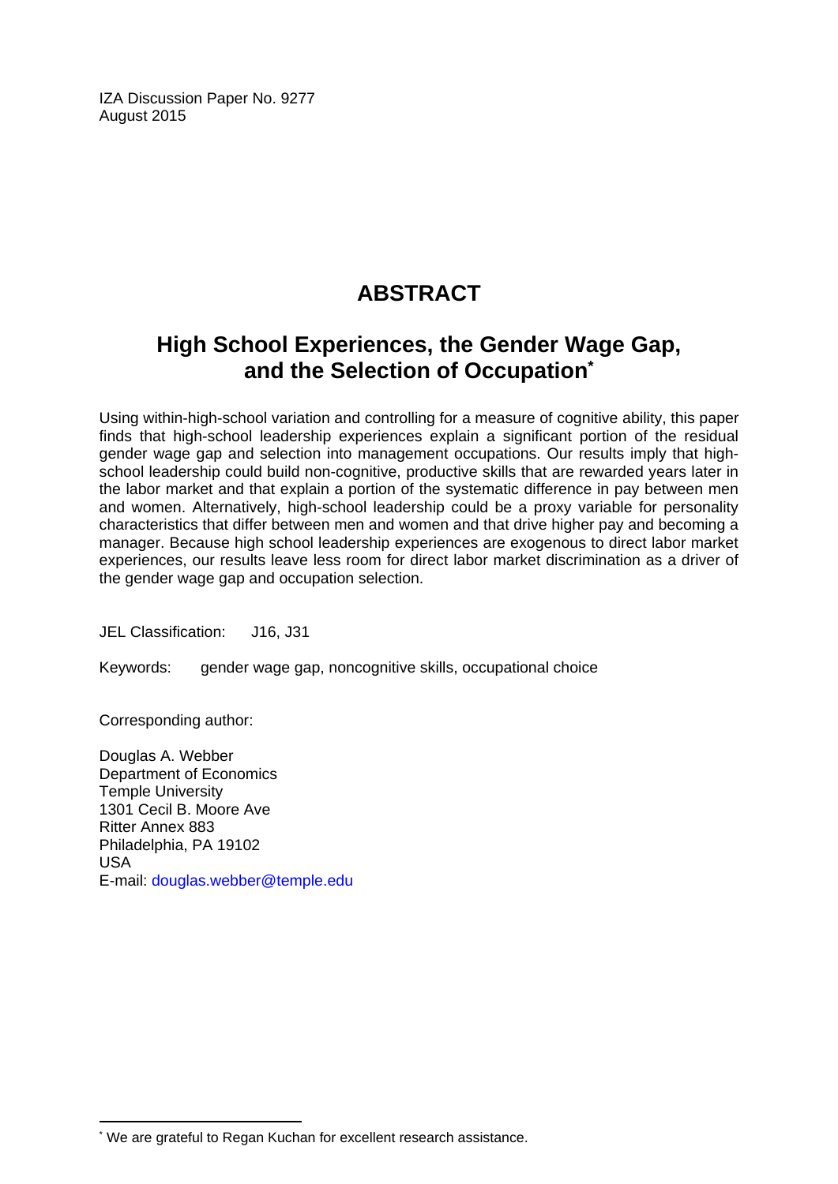IZA Discussion Paper No. 9277
August 2015

# ABSTRACT

## High School Experiences, the Gender Wage Gap, and the Selection of Occupation*

Using within-high-school variation and controlling for a measure of cognitive ability, this paper finds that high-school leadership experiences explain a significant portion of the residual gender wage gap and selection into management occupations. Our results imply that high-school leadership could build non-cognitive, productive skills that are rewarded years later in the labor market and that explain a portion of the systematic difference in pay between men and women. Alternatively, high-school leadership could be a proxy variable for personality characteristics that differ between men and women and that drive higher pay and becoming a manager. Because high school leadership experiences are exogenous to direct labor market experiences, our results leave less room for direct labor market discrimination as a driver of the gender wage gap and occupation selection.

JEL Classification: J16, J31

Keywords: gender wage gap, noncognitive skills, occupational choice

Corresponding author:

Douglas A. Webber
Department of Economics
Temple University
1301 Cecil B. Moore Ave
Ritter Annex 883
Philadelphia, PA 19102
USA
E-mail: douglas.webber@temple.edu

---

* We are grateful to Regan Kuchan for excellent research assistance.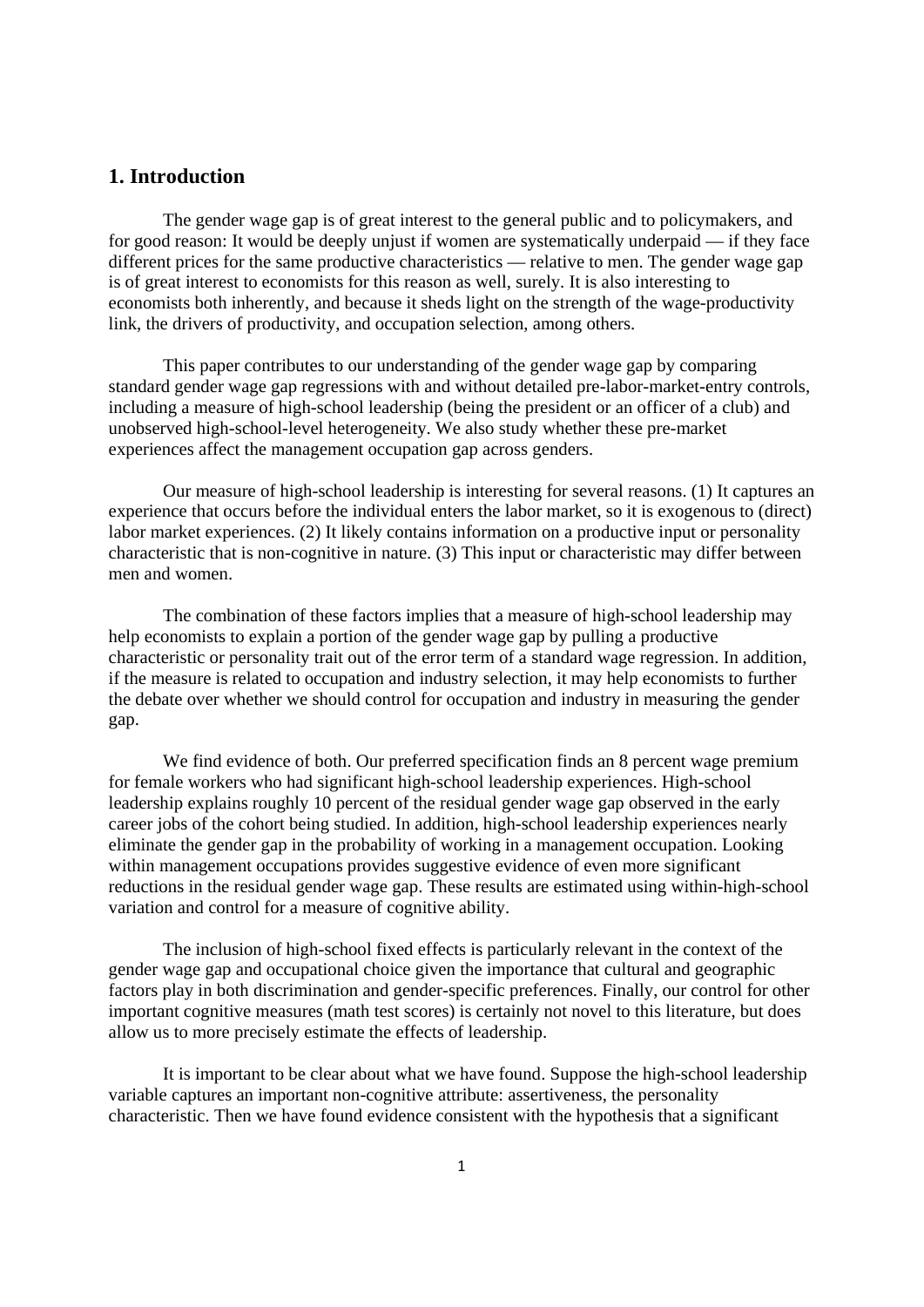## 1. Introduction

The gender wage gap is of great interest to the general public and to policymakers, and for good reason: It would be deeply unjust if women are systematically underpaid — if they face different prices for the same productive characteristics — relative to men. The gender wage gap is of great interest to economists for this reason as well, surely. It is also interesting to economists both inherently, and because it sheds light on the strength of the wage-productivity link, the drivers of productivity, and occupation selection, among others.

This paper contributes to our understanding of the gender wage gap by comparing standard gender wage gap regressions with and without detailed pre-labor-market-entry controls, including a measure of high-school leadership (being the president or an officer of a club) and unobserved high-school-level heterogeneity. We also study whether these pre-market experiences affect the management occupation gap across genders.

Our measure of high-school leadership is interesting for several reasons. (1) It captures an experience that occurs before the individual enters the labor market, so it is exogenous to (direct) labor market experiences. (2) It likely contains information on a productive input or personality characteristic that is non-cognitive in nature. (3) This input or characteristic may differ between men and women.

The combination of these factors implies that a measure of high-school leadership may help economists to explain a portion of the gender wage gap by pulling a productive characteristic or personality trait out of the error term of a standard wage regression. In addition, if the measure is related to occupation and industry selection, it may help economists to further the debate over whether we should control for occupation and industry in measuring the gender gap.

We find evidence of both. Our preferred specification finds an 8 percent wage premium for female workers who had significant high-school leadership experiences. High-school leadership explains roughly 10 percent of the residual gender wage gap observed in the early career jobs of the cohort being studied. In addition, high-school leadership experiences nearly eliminate the gender gap in the probability of working in a management occupation. Looking within management occupations provides suggestive evidence of even more significant reductions in the residual gender wage gap. These results are estimated using within-high-school variation and control for a measure of cognitive ability.

The inclusion of high-school fixed effects is particularly relevant in the context of the gender wage gap and occupational choice given the importance that cultural and geographic factors play in both discrimination and gender-specific preferences. Finally, our control for other important cognitive measures (math test scores) is certainly not novel to this literature, but does allow us to more precisely estimate the effects of leadership.

It is important to be clear about what we have found. Suppose the high-school leadership variable captures an important non-cognitive attribute: assertiveness, the personality characteristic. Then we have found evidence consistent with the hypothesis that a significant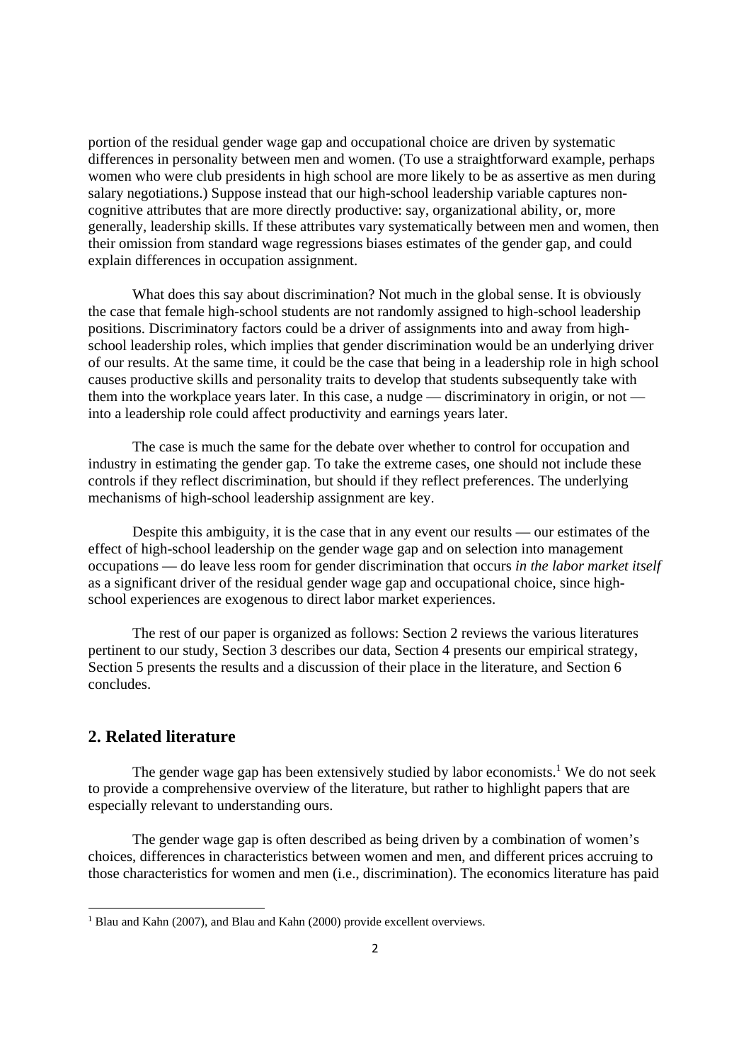portion of the residual gender wage gap and occupational choice are driven by systematic differences in personality between men and women. (To use a straightforward example, perhaps women who were club presidents in high school are more likely to be as assertive as men during salary negotiations.) Suppose instead that our high-school leadership variable captures non-cognitive attributes that are more directly productive: say, organizational ability, or, more generally, leadership skills. If these attributes vary systematically between men and women, then their omission from standard wage regressions biases estimates of the gender gap, and could explain differences in occupation assignment.

What does this say about discrimination? Not much in the global sense. It is obviously the case that female high-school students are not randomly assigned to high-school leadership positions. Discriminatory factors could be a driver of assignments into and away from high-school leadership roles, which implies that gender discrimination would be an underlying driver of our results. At the same time, it could be the case that being in a leadership role in high school causes productive skills and personality traits to develop that students subsequently take with them into the workplace years later. In this case, a nudge — discriminatory in origin, or not — into a leadership role could affect productivity and earnings years later.

The case is much the same for the debate over whether to control for occupation and industry in estimating the gender gap. To take the extreme cases, one should not include these controls if they reflect discrimination, but should if they reflect preferences. The underlying mechanisms of high-school leadership assignment are key.

Despite this ambiguity, it is the case that in any event our results — our estimates of the effect of high-school leadership on the gender wage gap and on selection into management occupations — do leave less room for gender discrimination that occurs *in the labor market itself* as a significant driver of the residual gender wage gap and occupational choice, since high-school experiences are exogenous to direct labor market experiences.

The rest of our paper is organized as follows: Section 2 reviews the various literatures pertinent to our study, Section 3 describes our data, Section 4 presents our empirical strategy, Section 5 presents the results and a discussion of their place in the literature, and Section 6 concludes.

## 2. Related literature

The gender wage gap has been extensively studied by labor economists.[1] We do not seek to provide a comprehensive overview of the literature, but rather to highlight papers that are especially relevant to understanding ours.

The gender wage gap is often described as being driven by a combination of women's choices, differences in characteristics between women and men, and different prices accruing to those characteristics for women and men (i.e., discrimination). The economics literature has paid

[1] Blau and Kahn (2007), and Blau and Kahn (2000) provide excellent overviews.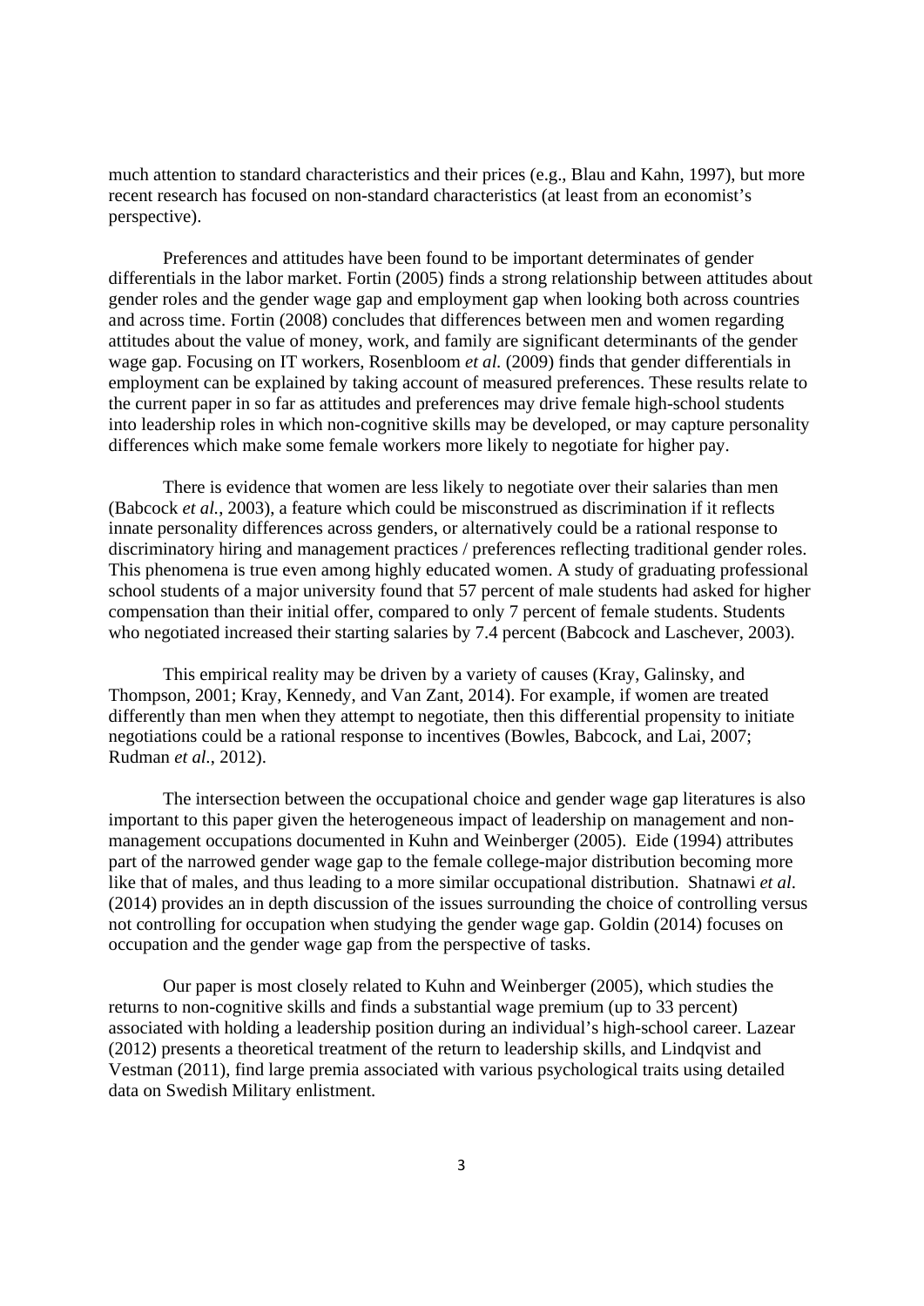much attention to standard characteristics and their prices (e.g., Blau and Kahn, 1997), but more recent research has focused on non-standard characteristics (at least from an economist's perspective).

Preferences and attitudes have been found to be important determinates of gender differentials in the labor market. Fortin (2005) finds a strong relationship between attitudes about gender roles and the gender wage gap and employment gap when looking both across countries and across time. Fortin (2008) concludes that differences between men and women regarding attitudes about the value of money, work, and family are significant determinants of the gender wage gap. Focusing on IT workers, Rosenbloom *et al.* (2009) finds that gender differentials in employment can be explained by taking account of measured preferences. These results relate to the current paper in so far as attitudes and preferences may drive female high-school students into leadership roles in which non-cognitive skills may be developed, or may capture personality differences which make some female workers more likely to negotiate for higher pay.

There is evidence that women are less likely to negotiate over their salaries than men (Babcock *et al.*, 2003), a feature which could be misconstrued as discrimination if it reflects innate personality differences across genders, or alternatively could be a rational response to discriminatory hiring and management practices / preferences reflecting traditional gender roles. This phenomena is true even among highly educated women. A study of graduating professional school students of a major university found that 57 percent of male students had asked for higher compensation than their initial offer, compared to only 7 percent of female students. Students who negotiated increased their starting salaries by 7.4 percent (Babcock and Laschever, 2003).

This empirical reality may be driven by a variety of causes (Kray, Galinsky, and Thompson, 2001; Kray, Kennedy, and Van Zant, 2014). For example, if women are treated differently than men when they attempt to negotiate, then this differential propensity to initiate negotiations could be a rational response to incentives (Bowles, Babcock, and Lai, 2007; Rudman *et al.*, 2012).

The intersection between the occupational choice and gender wage gap literatures is also important to this paper given the heterogeneous impact of leadership on management and non-management occupations documented in Kuhn and Weinberger (2005). Eide (1994) attributes part of the narrowed gender wage gap to the female college-major distribution becoming more like that of males, and thus leading to a more similar occupational distribution. Shatnawi *et al*. (2014) provides an in depth discussion of the issues surrounding the choice of controlling versus not controlling for occupation when studying the gender wage gap. Goldin (2014) focuses on occupation and the gender wage gap from the perspective of tasks.

Our paper is most closely related to Kuhn and Weinberger (2005), which studies the returns to non-cognitive skills and finds a substantial wage premium (up to 33 percent) associated with holding a leadership position during an individual's high-school career. Lazear (2012) presents a theoretical treatment of the return to leadership skills, and Lindqvist and Vestman (2011), find large premia associated with various psychological traits using detailed data on Swedish Military enlistment.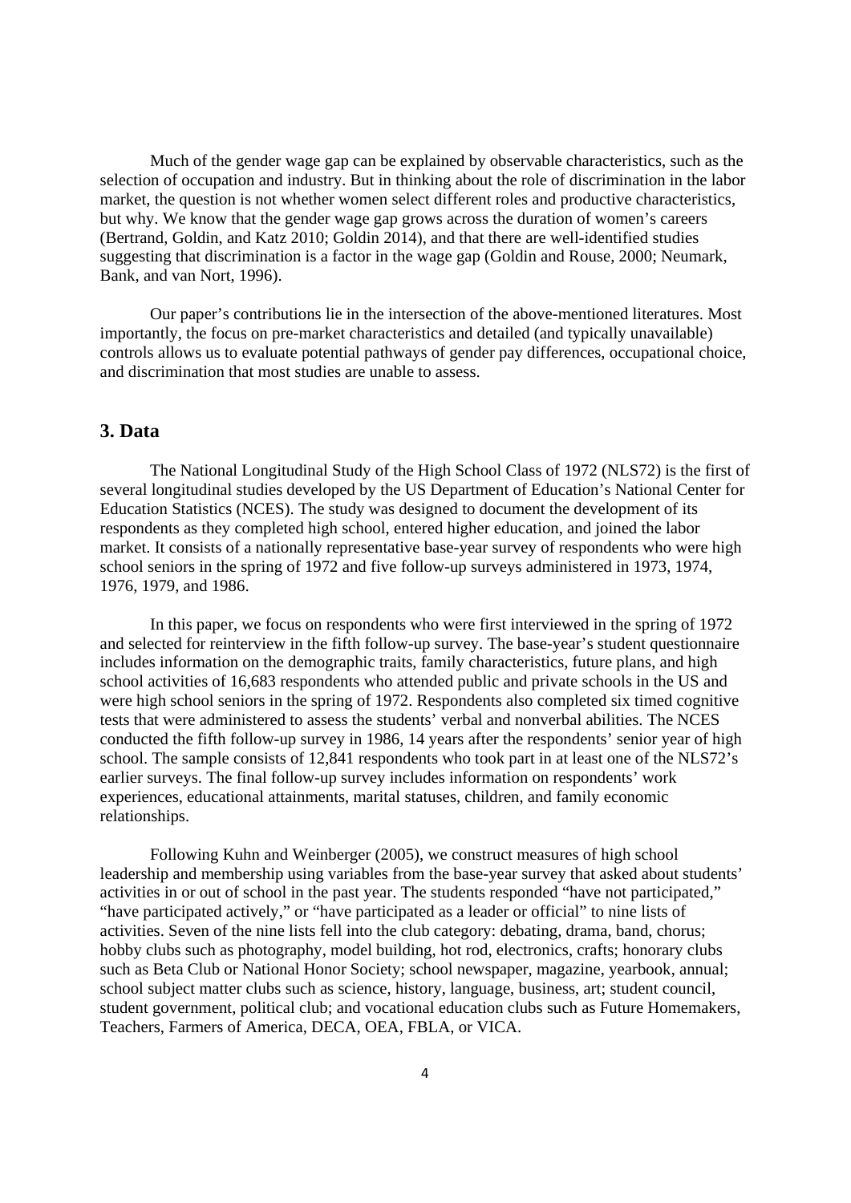Much of the gender wage gap can be explained by observable characteristics, such as the selection of occupation and industry. But in thinking about the role of discrimination in the labor market, the question is not whether women select different roles and productive characteristics, but why. We know that the gender wage gap grows across the duration of women's careers (Bertrand, Goldin, and Katz 2010; Goldin 2014), and that there are well-identified studies suggesting that discrimination is a factor in the wage gap (Goldin and Rouse, 2000; Neumark, Bank, and van Nort, 1996).

Our paper's contributions lie in the intersection of the above-mentioned literatures. Most importantly, the focus on pre-market characteristics and detailed (and typically unavailable) controls allows us to evaluate potential pathways of gender pay differences, occupational choice, and discrimination that most studies are unable to assess.

## 3. Data

The National Longitudinal Study of the High School Class of 1972 (NLS72) is the first of several longitudinal studies developed by the US Department of Education's National Center for Education Statistics (NCES). The study was designed to document the development of its respondents as they completed high school, entered higher education, and joined the labor market. It consists of a nationally representative base-year survey of respondents who were high school seniors in the spring of 1972 and five follow-up surveys administered in 1973, 1974, 1976, 1979, and 1986.

In this paper, we focus on respondents who were first interviewed in the spring of 1972 and selected for reinterview in the fifth follow-up survey. The base-year's student questionnaire includes information on the demographic traits, family characteristics, future plans, and high school activities of 16,683 respondents who attended public and private schools in the US and were high school seniors in the spring of 1972. Respondents also completed six timed cognitive tests that were administered to assess the students' verbal and nonverbal abilities. The NCES conducted the fifth follow-up survey in 1986, 14 years after the respondents' senior year of high school. The sample consists of 12,841 respondents who took part in at least one of the NLS72's earlier surveys. The final follow-up survey includes information on respondents' work experiences, educational attainments, marital statuses, children, and family economic relationships.

Following Kuhn and Weinberger (2005), we construct measures of high school leadership and membership using variables from the base-year survey that asked about students' activities in or out of school in the past year. The students responded "have not participated," "have participated actively," or "have participated as a leader or official" to nine lists of activities. Seven of the nine lists fell into the club category: debating, drama, band, chorus; hobby clubs such as photography, model building, hot rod, electronics, crafts; honorary clubs such as Beta Club or National Honor Society; school newspaper, magazine, yearbook, annual; school subject matter clubs such as science, history, language, business, art; student council, student government, political club; and vocational education clubs such as Future Homemakers, Teachers, Farmers of America, DECA, OEA, FBLA, or VICA.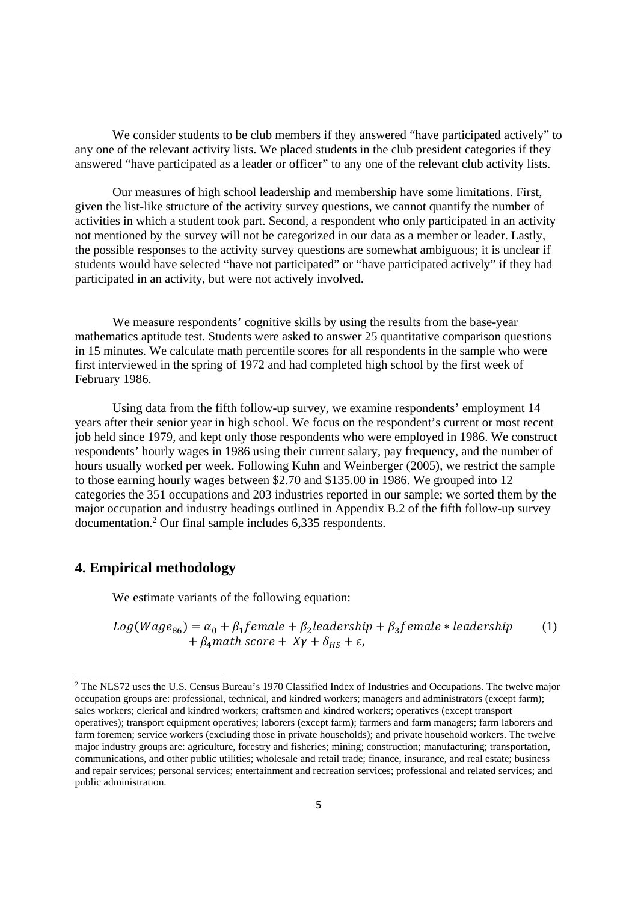We consider students to be club members if they answered "have participated actively" to any one of the relevant activity lists. We placed students in the club president categories if they answered "have participated as a leader or officer" to any one of the relevant club activity lists.

Our measures of high school leadership and membership have some limitations. First, given the list-like structure of the activity survey questions, we cannot quantify the number of activities in which a student took part. Second, a respondent who only participated in an activity not mentioned by the survey will not be categorized in our data as a member or leader. Lastly, the possible responses to the activity survey questions are somewhat ambiguous; it is unclear if students would have selected "have not participated" or "have participated actively" if they had participated in an activity, but were not actively involved.

We measure respondents' cognitive skills by using the results from the base-year mathematics aptitude test. Students were asked to answer 25 quantitative comparison questions in 15 minutes. We calculate math percentile scores for all respondents in the sample who were first interviewed in the spring of 1972 and had completed high school by the first week of February 1986.

Using data from the fifth follow-up survey, we examine respondents' employment 14 years after their senior year in high school. We focus on the respondent's current or most recent job held since 1979, and kept only those respondents who were employed in 1986. We construct respondents' hourly wages in 1986 using their current salary, pay frequency, and the number of hours usually worked per week. Following Kuhn and Weinberger (2005), we restrict the sample to those earning hourly wages between \$2.70 and \$135.00 in 1986. We grouped into 12 categories the 351 occupations and 203 industries reported in our sample; we sorted them by the major occupation and industry headings outlined in Appendix B.2 of the fifth follow-up survey documentation.[2] Our final sample includes 6,335 respondents.

## 4. Empirical methodology

We estimate variants of the following equation:

$$Log(Wage_{86}) = \alpha_0 + \beta_1 female + \beta_2 leadership + \beta_3 female * leadership + \beta_4 math\ score + X\gamma + \delta_{HS} + \varepsilon, \quad (1)$$

---

[2] The NLS72 uses the U.S. Census Bureau's 1970 Classified Index of Industries and Occupations. The twelve major occupation groups are: professional, technical, and kindred workers; managers and administrators (except farm); sales workers; clerical and kindred workers; craftsmen and kindred workers; operatives (except transport operatives); transport equipment operatives; laborers (except farm); farmers and farm managers; farm laborers and farm foremen; service workers (excluding those in private households); and private household workers. The twelve major industry groups are: agriculture, forestry and fisheries; mining; construction; manufacturing; transportation, communications, and other public utilities; wholesale and retail trade; finance, insurance, and real estate; business and repair services; personal services; entertainment and recreation services; professional and related services; and public administration.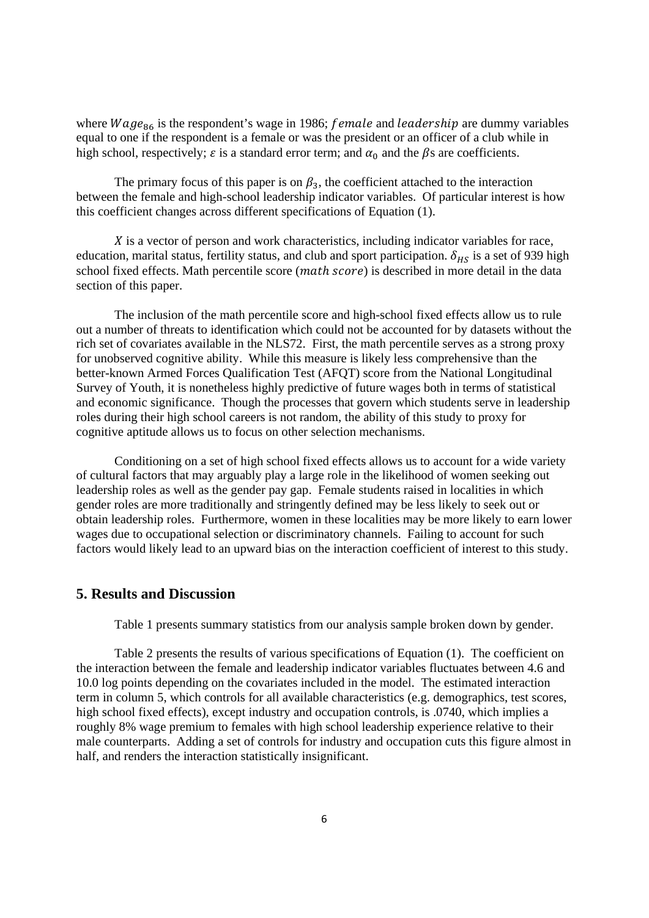where $Wage_{86}$ is the respondent's wage in 1986; $female$ and $leadership$ are dummy variables equal to one if the respondent is a female or was the president or an officer of a club while in high school, respectively; $\varepsilon$ is a standard error term; and $\alpha_0$ and the $\beta$s are coefficients.

The primary focus of this paper is on $\beta_3$, the coefficient attached to the interaction between the female and high-school leadership indicator variables. Of particular interest is how this coefficient changes across different specifications of Equation (1).

$X$ is a vector of person and work characteristics, including indicator variables for race, education, marital status, fertility status, and club and sport participation. $\delta_{HS}$ is a set of 939 high school fixed effects. Math percentile score ($math\ score$) is described in more detail in the data section of this paper.

The inclusion of the math percentile score and high-school fixed effects allow us to rule out a number of threats to identification which could not be accounted for by datasets without the rich set of covariates available in the NLS72. First, the math percentile serves as a strong proxy for unobserved cognitive ability. While this measure is likely less comprehensive than the better-known Armed Forces Qualification Test (AFQT) score from the National Longitudinal Survey of Youth, it is nonetheless highly predictive of future wages both in terms of statistical and economic significance. Though the processes that govern which students serve in leadership roles during their high school careers is not random, the ability of this study to proxy for cognitive aptitude allows us to focus on other selection mechanisms.

Conditioning on a set of high school fixed effects allows us to account for a wide variety of cultural factors that may arguably play a large role in the likelihood of women seeking out leadership roles as well as the gender pay gap. Female students raised in localities in which gender roles are more traditionally and stringently defined may be less likely to seek out or obtain leadership roles. Furthermore, women in these localities may be more likely to earn lower wages due to occupational selection or discriminatory channels. Failing to account for such factors would likely lead to an upward bias on the interaction coefficient of interest to this study.

## 5. Results and Discussion

Table 1 presents summary statistics from our analysis sample broken down by gender.

Table 2 presents the results of various specifications of Equation (1). The coefficient on the interaction between the female and leadership indicator variables fluctuates between 4.6 and 10.0 log points depending on the covariates included in the model. The estimated interaction term in column 5, which controls for all available characteristics (e.g. demographics, test scores, high school fixed effects), except industry and occupation controls, is .0740, which implies a roughly 8% wage premium to females with high school leadership experience relative to their male counterparts. Adding a set of controls for industry and occupation cuts this figure almost in half, and renders the interaction statistically insignificant.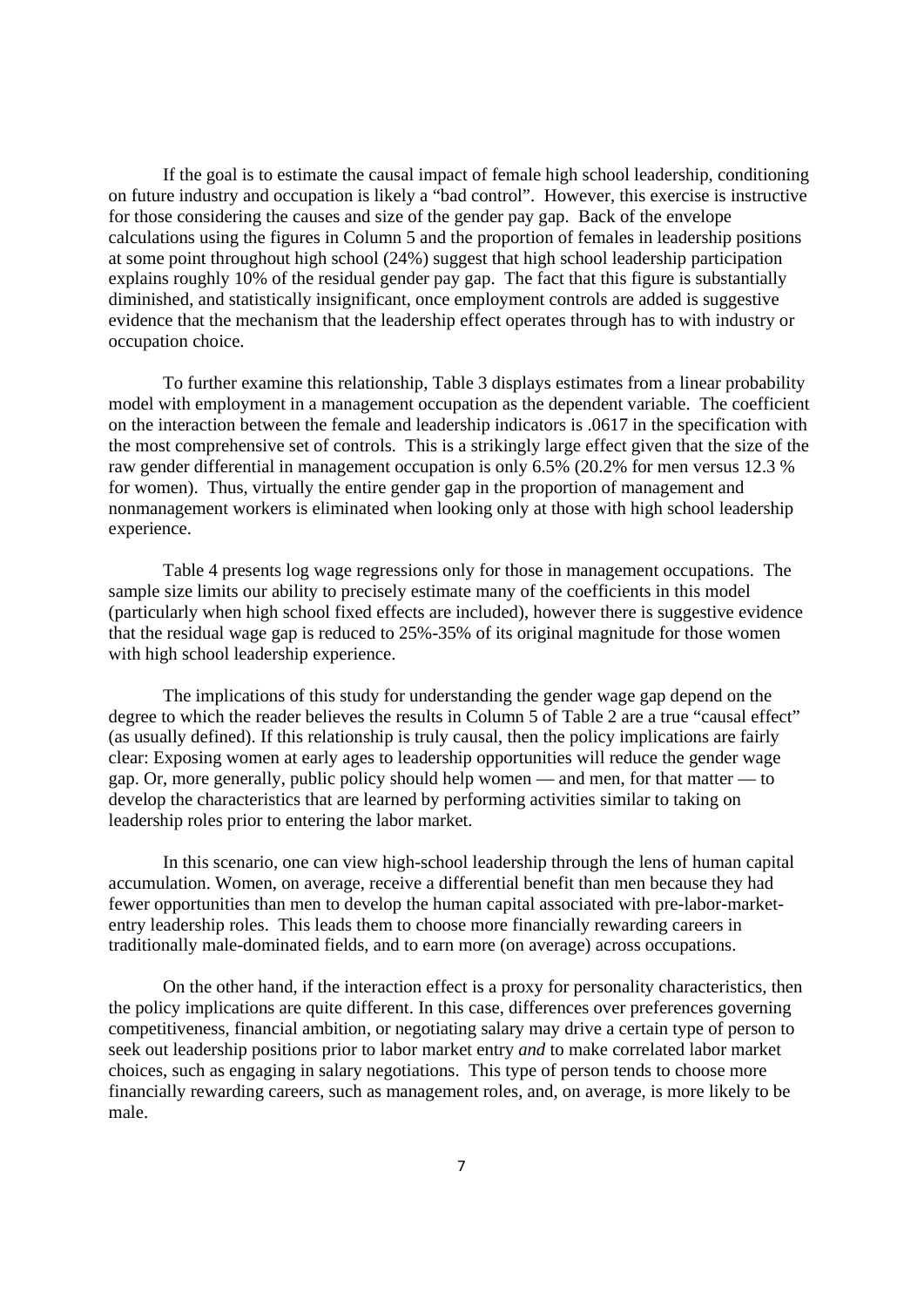If the goal is to estimate the causal impact of female high school leadership, conditioning on future industry and occupation is likely a "bad control". However, this exercise is instructive for those considering the causes and size of the gender pay gap. Back of the envelope calculations using the figures in Column 5 and the proportion of females in leadership positions at some point throughout high school (24%) suggest that high school leadership participation explains roughly 10% of the residual gender pay gap. The fact that this figure is substantially diminished, and statistically insignificant, once employment controls are added is suggestive evidence that the mechanism that the leadership effect operates through has to with industry or occupation choice.

To further examine this relationship, Table 3 displays estimates from a linear probability model with employment in a management occupation as the dependent variable. The coefficient on the interaction between the female and leadership indicators is .0617 in the specification with the most comprehensive set of controls. This is a strikingly large effect given that the size of the raw gender differential in management occupation is only 6.5% (20.2% for men versus 12.3 % for women). Thus, virtually the entire gender gap in the proportion of management and nonmanagement workers is eliminated when looking only at those with high school leadership experience.

Table 4 presents log wage regressions only for those in management occupations. The sample size limits our ability to precisely estimate many of the coefficients in this model (particularly when high school fixed effects are included), however there is suggestive evidence that the residual wage gap is reduced to 25%-35% of its original magnitude for those women with high school leadership experience.

The implications of this study for understanding the gender wage gap depend on the degree to which the reader believes the results in Column 5 of Table 2 are a true "causal effect" (as usually defined). If this relationship is truly causal, then the policy implications are fairly clear: Exposing women at early ages to leadership opportunities will reduce the gender wage gap. Or, more generally, public policy should help women — and men, for that matter — to develop the characteristics that are learned by performing activities similar to taking on leadership roles prior to entering the labor market.

In this scenario, one can view high-school leadership through the lens of human capital accumulation. Women, on average, receive a differential benefit than men because they had fewer opportunities than men to develop the human capital associated with pre-labor-market-entry leadership roles. This leads them to choose more financially rewarding careers in traditionally male-dominated fields, and to earn more (on average) across occupations.

On the other hand, if the interaction effect is a proxy for personality characteristics, then the policy implications are quite different. In this case, differences over preferences governing competitiveness, financial ambition, or negotiating salary may drive a certain type of person to seek out leadership positions prior to labor market entry *and* to make correlated labor market choices, such as engaging in salary negotiations. This type of person tends to choose more financially rewarding careers, such as management roles, and, on average, is more likely to be male.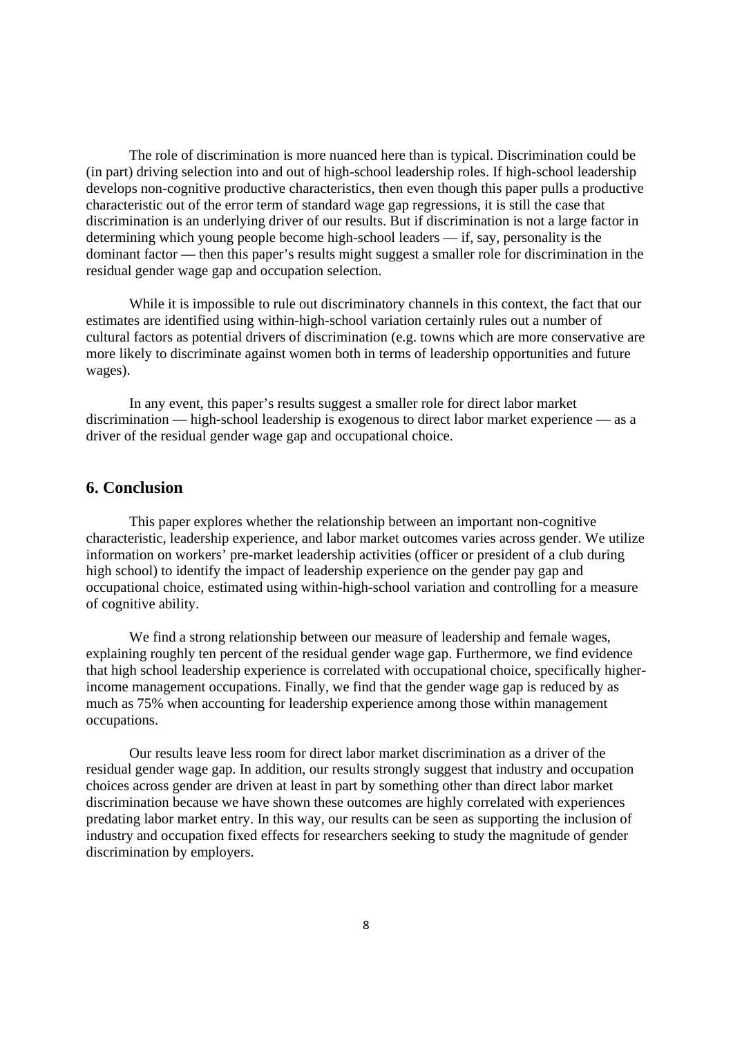The role of discrimination is more nuanced here than is typical. Discrimination could be (in part) driving selection into and out of high-school leadership roles. If high-school leadership develops non-cognitive productive characteristics, then even though this paper pulls a productive characteristic out of the error term of standard wage gap regressions, it is still the case that discrimination is an underlying driver of our results. But if discrimination is not a large factor in determining which young people become high-school leaders — if, say, personality is the dominant factor — then this paper's results might suggest a smaller role for discrimination in the residual gender wage gap and occupation selection.

While it is impossible to rule out discriminatory channels in this context, the fact that our estimates are identified using within-high-school variation certainly rules out a number of cultural factors as potential drivers of discrimination (e.g. towns which are more conservative are more likely to discriminate against women both in terms of leadership opportunities and future wages).

In any event, this paper's results suggest a smaller role for direct labor market discrimination — high-school leadership is exogenous to direct labor market experience — as a driver of the residual gender wage gap and occupational choice.

## 6. Conclusion

This paper explores whether the relationship between an important non-cognitive characteristic, leadership experience, and labor market outcomes varies across gender. We utilize information on workers' pre-market leadership activities (officer or president of a club during high school) to identify the impact of leadership experience on the gender pay gap and occupational choice, estimated using within-high-school variation and controlling for a measure of cognitive ability.

We find a strong relationship between our measure of leadership and female wages, explaining roughly ten percent of the residual gender wage gap. Furthermore, we find evidence that high school leadership experience is correlated with occupational choice, specifically higher-income management occupations. Finally, we find that the gender wage gap is reduced by as much as 75% when accounting for leadership experience among those within management occupations.

Our results leave less room for direct labor market discrimination as a driver of the residual gender wage gap. In addition, our results strongly suggest that industry and occupation choices across gender are driven at least in part by something other than direct labor market discrimination because we have shown these outcomes are highly correlated with experiences predating labor market entry. In this way, our results can be seen as supporting the inclusion of industry and occupation fixed effects for researchers seeking to study the magnitude of gender discrimination by employers.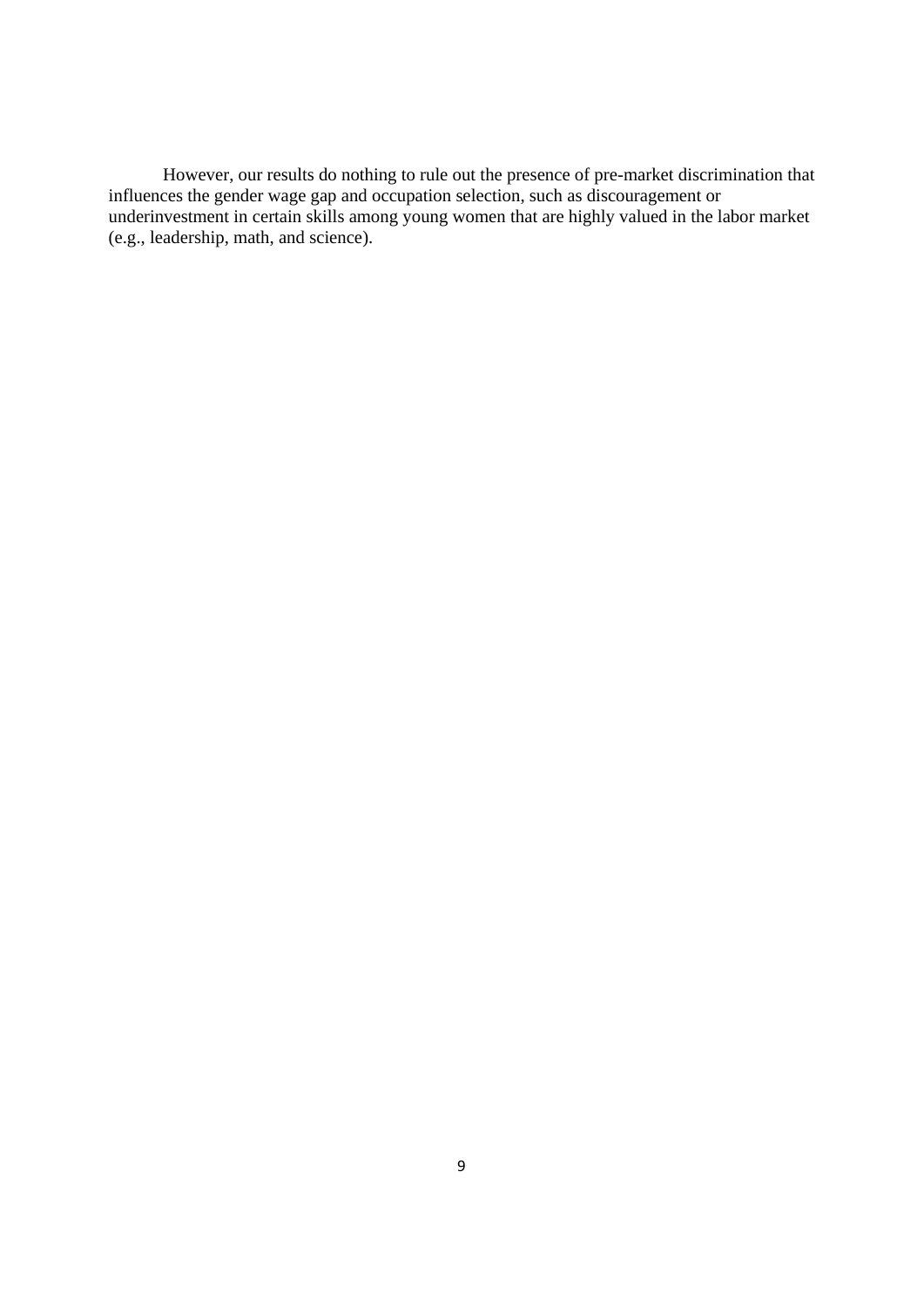However, our results do nothing to rule out the presence of pre-market discrimination that influences the gender wage gap and occupation selection, such as discouragement or underinvestment in certain skills among young women that are highly valued in the labor market (e.g., leadership, math, and science).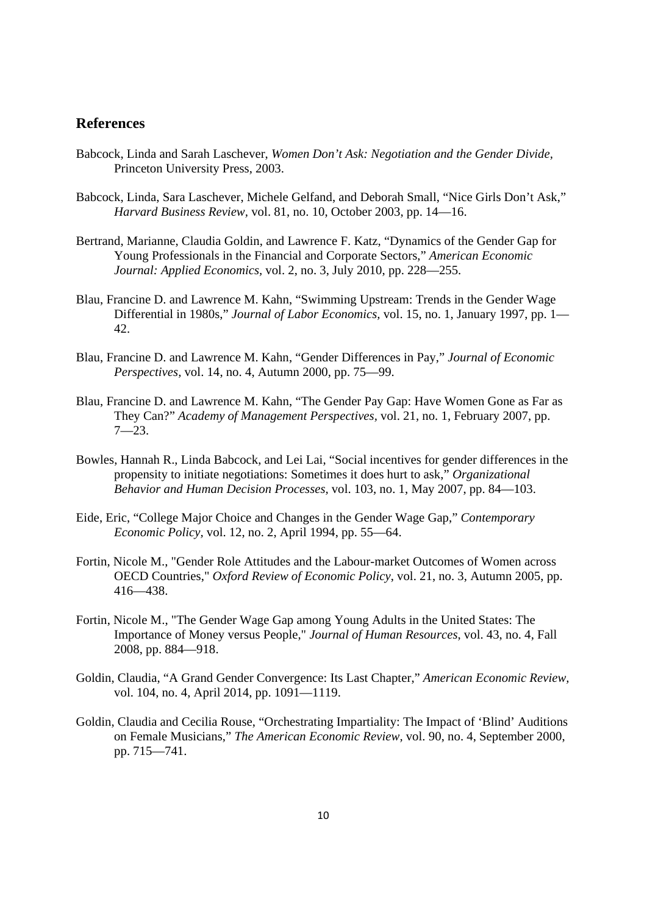## References

Babcock, Linda and Sarah Laschever, *Women Don't Ask: Negotiation and the Gender Divide*, Princeton University Press, 2003.

Babcock, Linda, Sara Laschever, Michele Gelfand, and Deborah Small, "Nice Girls Don't Ask," *Harvard Business Review*, vol. 81, no. 10, October 2003, pp. 14—16.

Bertrand, Marianne, Claudia Goldin, and Lawrence F. Katz, "Dynamics of the Gender Gap for Young Professionals in the Financial and Corporate Sectors," *American Economic Journal: Applied Economics*, vol. 2, no. 3, July 2010, pp. 228—255.

Blau, Francine D. and Lawrence M. Kahn, "Swimming Upstream: Trends in the Gender Wage Differential in 1980s," *Journal of Labor Economics*, vol. 15, no. 1, January 1997, pp. 1—42.

Blau, Francine D. and Lawrence M. Kahn, "Gender Differences in Pay," *Journal of Economic Perspectives*, vol. 14, no. 4, Autumn 2000, pp. 75—99.

Blau, Francine D. and Lawrence M. Kahn, "The Gender Pay Gap: Have Women Gone as Far as They Can?" *Academy of Management Perspectives*, vol. 21, no. 1, February 2007, pp. 7—23.

Bowles, Hannah R., Linda Babcock, and Lei Lai, "Social incentives for gender differences in the propensity to initiate negotiations: Sometimes it does hurt to ask," *Organizational Behavior and Human Decision Processes*, vol. 103, no. 1, May 2007, pp. 84—103.

Eide, Eric, "College Major Choice and Changes in the Gender Wage Gap," *Contemporary Economic Policy*, vol. 12, no. 2, April 1994, pp. 55—64.

Fortin, Nicole M., "Gender Role Attitudes and the Labour-market Outcomes of Women across OECD Countries," *Oxford Review of Economic Policy*, vol. 21, no. 3, Autumn 2005, pp. 416—438.

Fortin, Nicole M., "The Gender Wage Gap among Young Adults in the United States: The Importance of Money versus People," *Journal of Human Resources*, vol. 43, no. 4, Fall 2008, pp. 884—918.

Goldin, Claudia, "A Grand Gender Convergence: Its Last Chapter," *American Economic Review*, vol. 104, no. 4, April 2014, pp. 1091—1119.

Goldin, Claudia and Cecilia Rouse, "Orchestrating Impartiality: The Impact of 'Blind' Auditions on Female Musicians," *The American Economic Review*, vol. 90, no. 4, September 2000, pp. 715—741.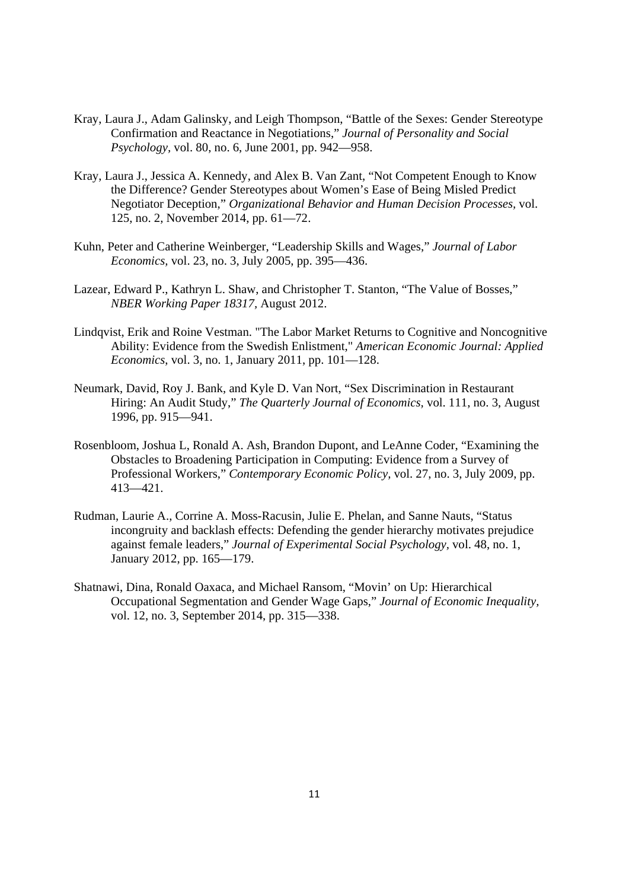Kray, Laura J., Adam Galinsky, and Leigh Thompson, "Battle of the Sexes: Gender Stereotype Confirmation and Reactance in Negotiations," *Journal of Personality and Social Psychology*, vol. 80, no. 6, June 2001, pp. 942—958.

Kray, Laura J., Jessica A. Kennedy, and Alex B. Van Zant, "Not Competent Enough to Know the Difference? Gender Stereotypes about Women's Ease of Being Misled Predict Negotiator Deception," *Organizational Behavior and Human Decision Processes*, vol. 125, no. 2, November 2014, pp. 61—72.

Kuhn, Peter and Catherine Weinberger, "Leadership Skills and Wages," *Journal of Labor Economics*, vol. 23, no. 3, July 2005, pp. 395—436.

Lazear, Edward P., Kathryn L. Shaw, and Christopher T. Stanton, "The Value of Bosses," *NBER Working Paper 18317*, August 2012.

Lindqvist, Erik and Roine Vestman. "The Labor Market Returns to Cognitive and Noncognitive Ability: Evidence from the Swedish Enlistment," *American Economic Journal: Applied Economics*, vol. 3, no. 1, January 2011, pp. 101—128.

Neumark, David, Roy J. Bank, and Kyle D. Van Nort, "Sex Discrimination in Restaurant Hiring: An Audit Study," *The Quarterly Journal of Economics*, vol. 111, no. 3, August 1996, pp. 915—941.

Rosenbloom, Joshua L, Ronald A. Ash, Brandon Dupont, and LeAnne Coder, "Examining the Obstacles to Broadening Participation in Computing: Evidence from a Survey of Professional Workers," *Contemporary Economic Policy*, vol. 27, no. 3, July 2009, pp. 413—421.

Rudman, Laurie A., Corrine A. Moss-Racusin, Julie E. Phelan, and Sanne Nauts, "Status incongruity and backlash effects: Defending the gender hierarchy motivates prejudice against female leaders," *Journal of Experimental Social Psychology*, vol. 48, no. 1, January 2012, pp. 165—179.

Shatnawi, Dina, Ronald Oaxaca, and Michael Ransom, "Movin' on Up: Hierarchical Occupational Segmentation and Gender Wage Gaps," *Journal of Economic Inequality*, vol. 12, no. 3, September 2014, pp. 315—338.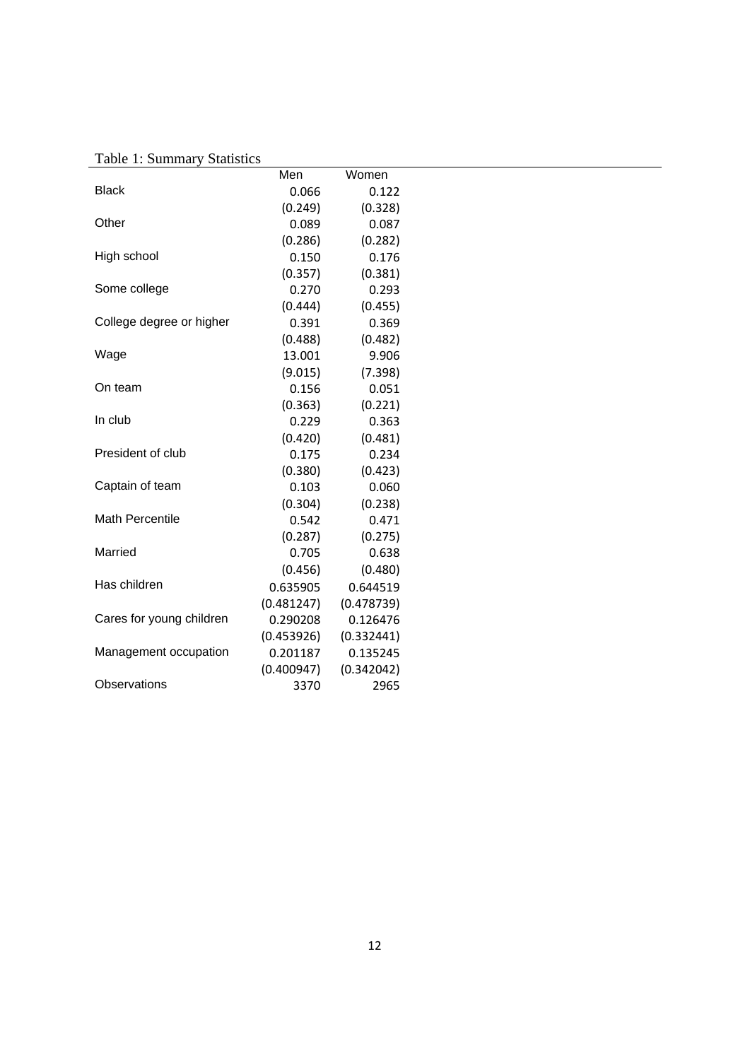Table 1: Summary Statistics

| | Men | Women |
|---|---|---|
| Black | 0.066 | 0.122 |
| | (0.249) | (0.328) |
| Other | 0.089 | 0.087 |
| | (0.286) | (0.282) |
| High school | 0.150 | 0.176 |
| | (0.357) | (0.381) |
| Some college | 0.270 | 0.293 |
| | (0.444) | (0.455) |
| College degree or higher | 0.391 | 0.369 |
| | (0.488) | (0.482) |
| Wage | 13.001 | 9.906 |
| | (9.015) | (7.398) |
| On team | 0.156 | 0.051 |
| | (0.363) | (0.221) |
| In club | 0.229 | 0.363 |
| | (0.420) | (0.481) |
| President of club | 0.175 | 0.234 |
| | (0.380) | (0.423) |
| Captain of team | 0.103 | 0.060 |
| | (0.304) | (0.238) |
| Math Percentile | 0.542 | 0.471 |
| | (0.287) | (0.275) |
| Married | 0.705 | 0.638 |
| | (0.456) | (0.480) |
| Has children | 0.635905 | 0.644519 |
| | (0.481247) | (0.478739) |
| Cares for young children | 0.290208 | 0.126476 |
| | (0.453926) | (0.332441) |
| Management occupation | 0.201187 | 0.135245 |
| | (0.400947) | (0.342042) |
| Observations | 3370 | 2965 |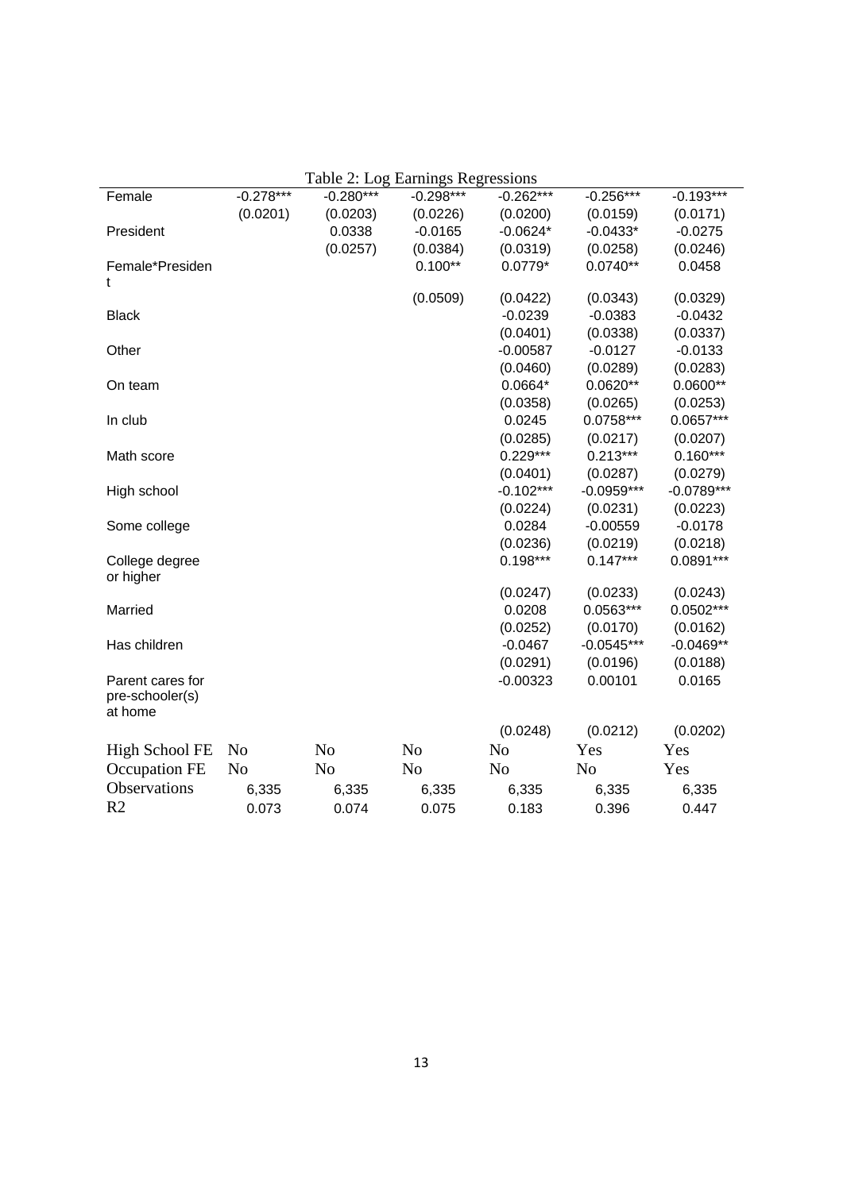Table 2: Log Earnings Regressions

| | | | | | | |
|---|---|---|---|---|---|---|
| Female | -0.278*** | -0.280*** | -0.298*** | -0.262*** | -0.256*** | -0.193*** |
| | (0.0201) | (0.0203) | (0.0226) | (0.0200) | (0.0159) | (0.0171) |
| President | | 0.0338 | -0.0165 | -0.0624* | -0.0433* | -0.0275 |
| | | (0.0257) | (0.0384) | (0.0319) | (0.0258) | (0.0246) |
| Female*President | | | 0.100** | 0.0779* | 0.0740** | 0.0458 |
| | | | (0.0509) | (0.0422) | (0.0343) | (0.0329) |
| Black | | | | -0.0239 | -0.0383 | -0.0432 |
| | | | | (0.0401) | (0.0338) | (0.0337) |
| Other | | | | -0.00587 | -0.0127 | -0.0133 |
| | | | | (0.0460) | (0.0289) | (0.0283) |
| On team | | | | 0.0664* | 0.0620** | 0.0600** |
| | | | | (0.0358) | (0.0265) | (0.0253) |
| In club | | | | 0.0245 | 0.0758*** | 0.0657*** |
| | | | | (0.0285) | (0.0217) | (0.0207) |
| Math score | | | | 0.229*** | 0.213*** | 0.160*** |
| | | | | (0.0401) | (0.0287) | (0.0279) |
| High school | | | | -0.102*** | -0.0959*** | -0.0789*** |
| | | | | (0.0224) | (0.0231) | (0.0223) |
| Some college | | | | 0.0284 | -0.00559 | -0.0178 |
| | | | | (0.0236) | (0.0219) | (0.0218) |
| College degree or higher | | | | 0.198*** | 0.147*** | 0.0891*** |
| | | | | (0.0247) | (0.0233) | (0.0243) |
| Married | | | | 0.0208 | 0.0563*** | 0.0502*** |
| | | | | (0.0252) | (0.0170) | (0.0162) |
| Has children | | | | -0.0467 | -0.0545*** | -0.0469** |
| | | | | (0.0291) | (0.0196) | (0.0188) |
| Parent cares for pre-schooler(s) at home | | | | -0.00323 | 0.00101 | 0.0165 |
| | | | | (0.0248) | (0.0212) | (0.0202) |
| High School FE | No | No | No | No | Yes | Yes |
| Occupation FE | No | No | No | No | No | Yes |
| Observations | 6,335 | 6,335 | 6,335 | 6,335 | 6,335 | 6,335 |
| R2 | 0.073 | 0.074 | 0.075 | 0.183 | 0.396 | 0.447 |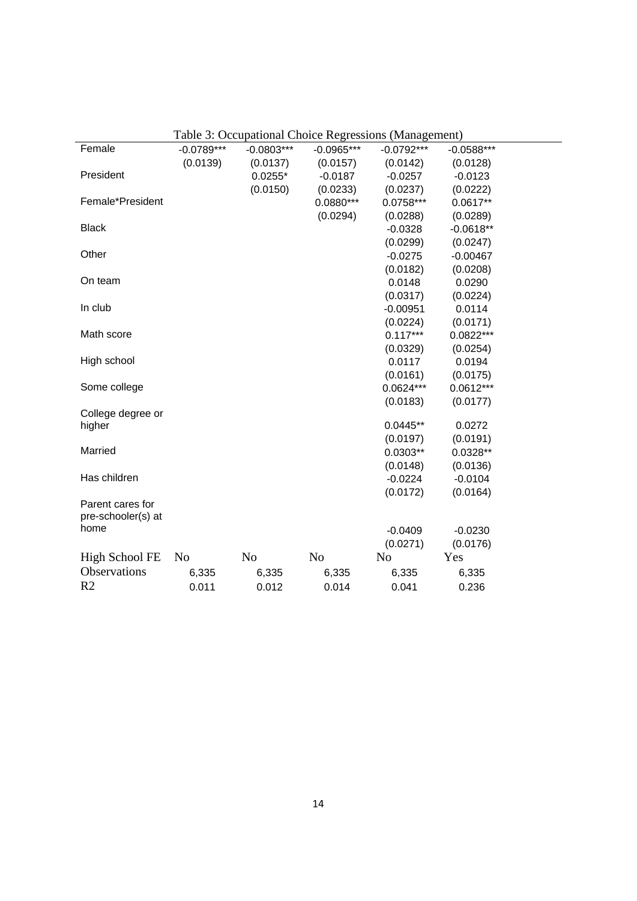Table 3: Occupational Choice Regressions (Management)

| | (1) | (2) | (3) | (4) | (5) |
|---|---|---|---|---|---|
| Female | -0.0789*** | -0.0803*** | -0.0965*** | -0.0792*** | -0.0588*** |
| | (0.0139) | (0.0137) | (0.0157) | (0.0142) | (0.0128) |
| President | | 0.0255* | -0.0187 | -0.0257 | -0.0123 |
| | | (0.0150) | (0.0233) | (0.0237) | (0.0222) |
| Female*President | | | 0.0880*** | 0.0758*** | 0.0617** |
| | | | (0.0294) | (0.0288) | (0.0289) |
| Black | | | | -0.0328 | -0.0618** |
| | | | | (0.0299) | (0.0247) |
| Other | | | | -0.0275 | -0.00467 |
| | | | | (0.0182) | (0.0208) |
| On team | | | | 0.0148 | 0.0290 |
| | | | | (0.0317) | (0.0224) |
| In club | | | | -0.00951 | 0.0114 |
| | | | | (0.0224) | (0.0171) |
| Math score | | | | 0.117*** | 0.0822*** |
| | | | | (0.0329) | (0.0254) |
| High school | | | | 0.0117 | 0.0194 |
| | | | | (0.0161) | (0.0175) |
| Some college | | | | 0.0624*** | 0.0612*** |
| | | | | (0.0183) | (0.0177) |
| College degree or higher | | | | 0.0445** | 0.0272 |
| | | | | (0.0197) | (0.0191) |
| Married | | | | 0.0303** | 0.0328** |
| | | | | (0.0148) | (0.0136) |
| Has children | | | | -0.0224 | -0.0104 |
| | | | | (0.0172) | (0.0164) |
| Parent cares for pre-schooler(s) at home | | | | -0.0409 | -0.0230 |
| | | | | (0.0271) | (0.0176) |
| High School FE | No | No | No | No | Yes |
| Observations | 6,335 | 6,335 | 6,335 | 6,335 | 6,335 |
| R2 | 0.011 | 0.012 | 0.014 | 0.041 | 0.236 |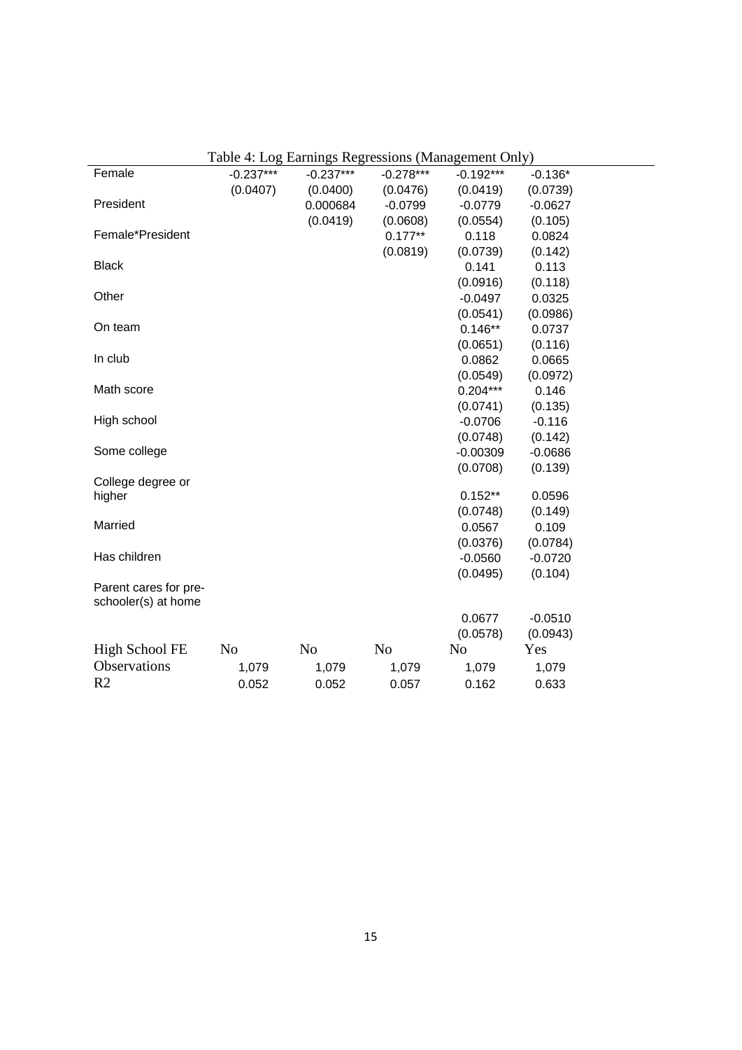Table 4: Log Earnings Regressions (Management Only)

| | (1) | (2) | (3) | (4) | (5) |
|---|---|---|---|---|---|
| Female | -0.237*** | -0.237*** | -0.278*** | -0.192*** | -0.136* |
| | (0.0407) | (0.0400) | (0.0476) | (0.0419) | (0.0739) |
| President | | 0.000684 | -0.0799 | -0.0779 | -0.0627 |
| | | (0.0419) | (0.0608) | (0.0554) | (0.105) |
| Female*President | | | 0.177** | 0.118 | 0.0824 |
| | | | (0.0819) | (0.0739) | (0.142) |
| Black | | | | 0.141 | 0.113 |
| | | | | (0.0916) | (0.118) |
| Other | | | | -0.0497 | 0.0325 |
| | | | | (0.0541) | (0.0986) |
| On team | | | | 0.146** | 0.0737 |
| | | | | (0.0651) | (0.116) |
| In club | | | | 0.0862 | 0.0665 |
| | | | | (0.0549) | (0.0972) |
| Math score | | | | 0.204*** | 0.146 |
| | | | | (0.0741) | (0.135) |
| High school | | | | -0.0706 | -0.116 |
| | | | | (0.0748) | (0.142) |
| Some college | | | | -0.00309 | -0.0686 |
| | | | | (0.0708) | (0.139) |
| College degree or higher | | | | 0.152** | 0.0596 |
| | | | | (0.0748) | (0.149) |
| Married | | | | 0.0567 | 0.109 |
| | | | | (0.0376) | (0.0784) |
| Has children | | | | -0.0560 | -0.0720 |
| | | | | (0.0495) | (0.104) |
| Parent cares for pre-schooler(s) at home | | | | 0.0677 | -0.0510 |
| | | | | (0.0578) | (0.0943) |
| High School FE | No | No | No | No | Yes |
| Observations | 1,079 | 1,079 | 1,079 | 1,079 | 1,079 |
| R2 | 0.052 | 0.052 | 0.057 | 0.162 | 0.633 |